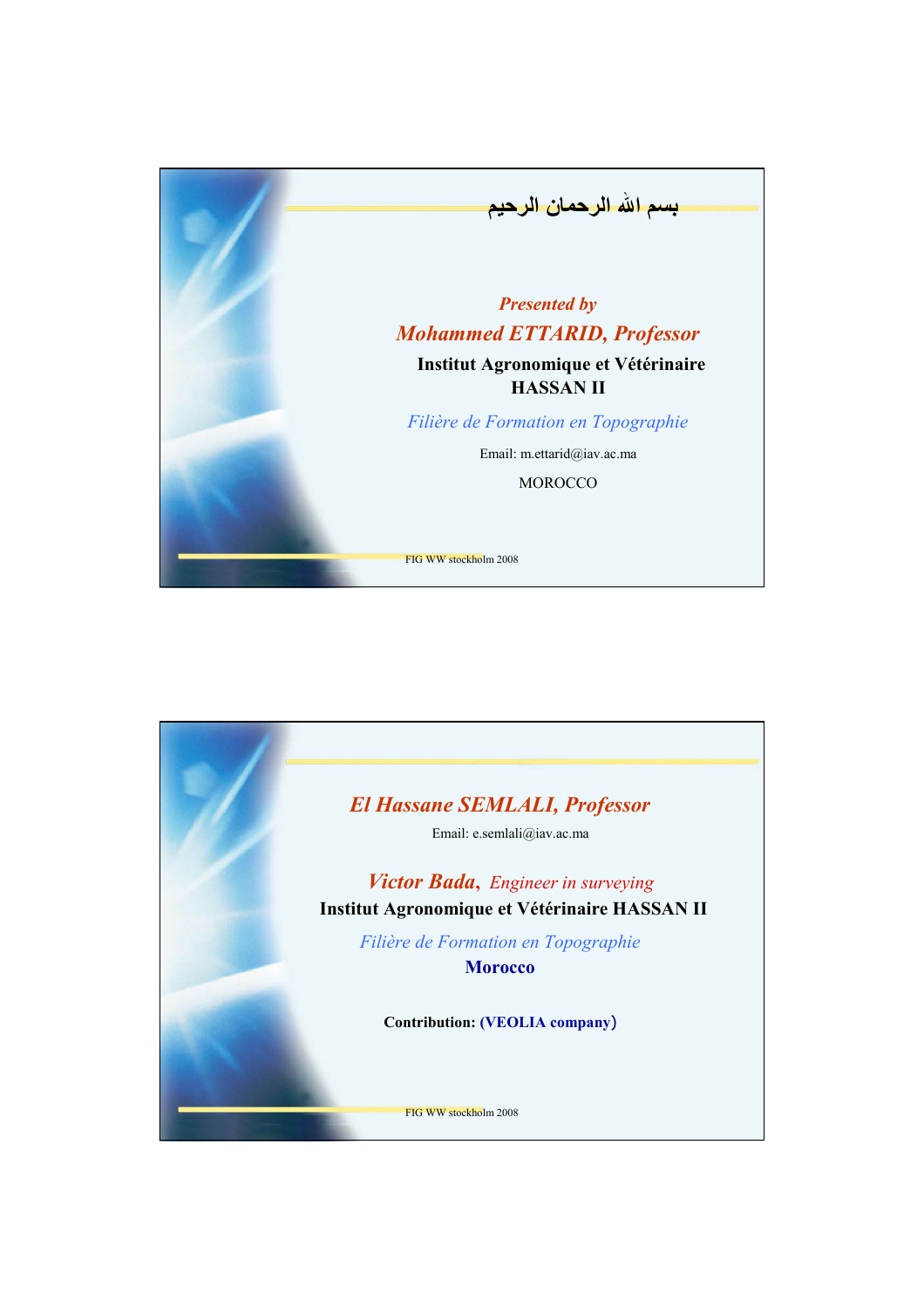بسم الله الرحمان الرحيم

*Presented by*

*Mohammed ETTARID, Professor*

**Institut Agronomique et Vétérinaire HASSAN II**

*Filière de Formation en Topographie*

Email: m.ettarid@iav.ac.ma

MOROCCO

FIG WW stockholm 2008

---

*El Hassane SEMLALI, Professor*

Email: e.semlali@iav.ac.ma

*Victor Bada, Engineer in surveying*

**Institut Agronomique et Vétérinaire HASSAN II**

*Filière de Formation en Topographie*

**Morocco**

**Contribution: (VEOLIA company)**

FIG WW stockholm 2008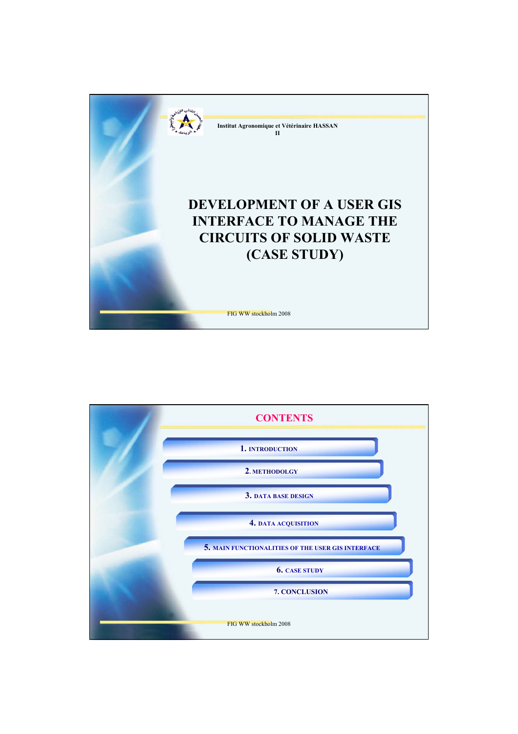Institut Agronomique et Vétérinaire HASSAN II

# DEVELOPMENT OF A USER GIS INTERFACE TO MANAGE THE CIRCUITS OF SOLID WASTE (CASE STUDY)

FIG WW stockholm 2008

## CONTENTS

1. INTRODUCTION
2. METHODOLGY
3. DATA BASE DESIGN
4. DATA ACQUISITION
5. MAIN FUNCTIONALITIES OF THE USER GIS INTERFACE
6. CASE STUDY
7. CONCLUSION

FIG WW stockholm 2008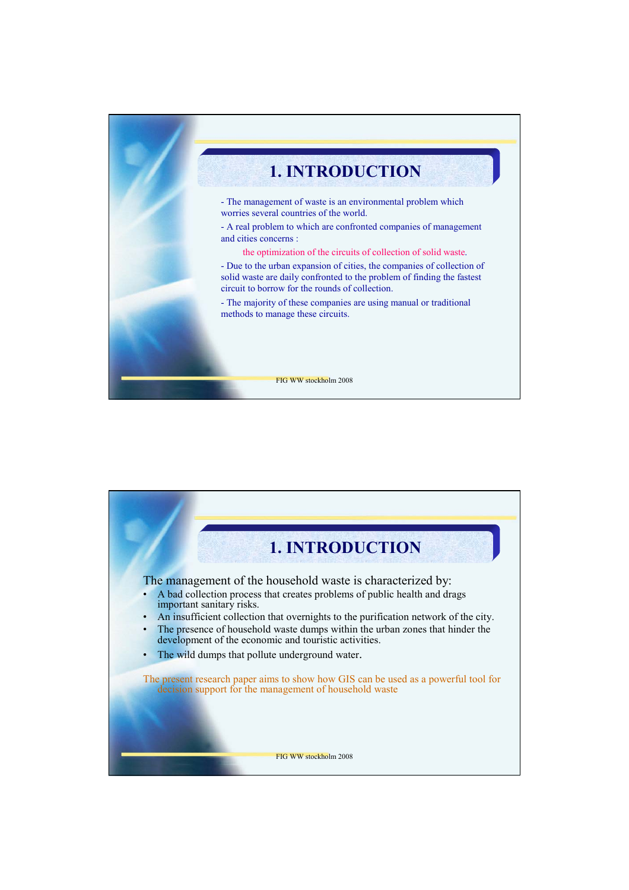# 1. INTRODUCTION

- The management of waste is an environmental problem which worries several countries of the world.
- A real problem to which are confronted companies of management and cities concerns :

  the optimization of the circuits of collection of solid waste.
- Due to the urban expansion of cities, the companies of collection of solid waste are daily confronted to the problem of finding the fastest circuit to borrow for the rounds of collection.
- The majority of these companies are using manual or traditional methods to manage these circuits.

# 1. INTRODUCTION

The management of the household waste is characterized by:

- A bad collection process that creates problems of public health and drags important sanitary risks.
- An insufficient collection that overnights to the purification network of the city.
- The presence of household waste dumps within the urban zones that hinder the development of the economic and touristic activities.
- The wild dumps that pollute underground water.

The present research paper aims to show how GIS can be used as a powerful tool for decision support for the management of household waste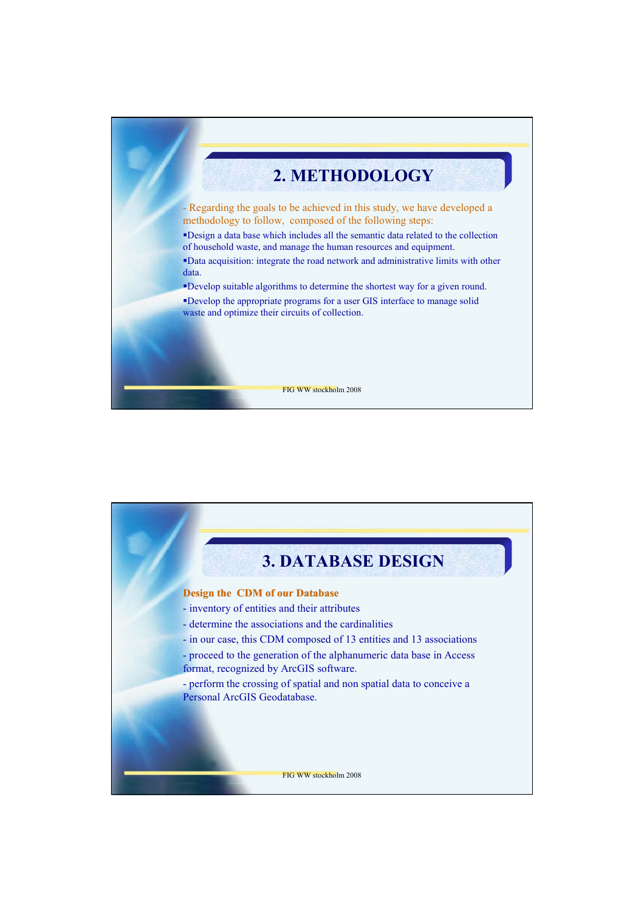## 2. METHODOLOGY

- Regarding the goals to be achieved in this study, we have developed a methodology to follow, composed of the following steps:

- Design a data base which includes all the semantic data related to the collection of household waste, and manage the human resources and equipment.
- Data acquisition: integrate the road network and administrative limits with other data.
- Develop suitable algorithms to determine the shortest way for a given round.
- Develop the appropriate programs for a user GIS interface to manage solid waste and optimize their circuits of collection.

## 3. DATABASE DESIGN

**Design the CDM of our Database**

- inventory of entities and their attributes
- determine the associations and the cardinalities
- in our case, this CDM composed of 13 entities and 13 associations
- proceed to the generation of the alphanumeric data base in Access format, recognized by ArcGIS software.
- perform the crossing of spatial and non spatial data to conceive a Personal ArcGIS Geodatabase.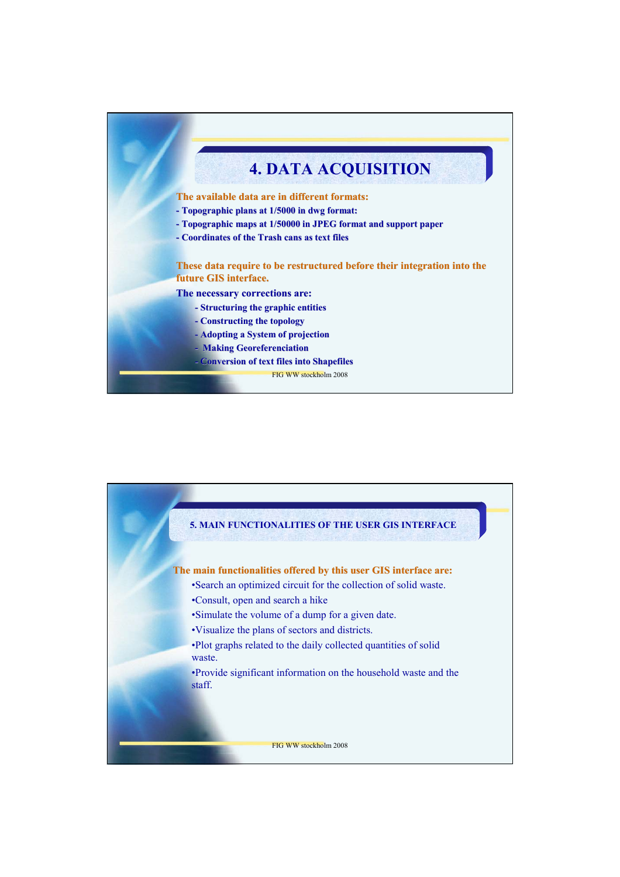# 4. DATA ACQUISITION

**The available data are in different formats:**

- **Topographic plans at 1/5000 in dwg format:**
- **Topographic maps at 1/50000 in JPEG format and support paper**
- **Coordinates of the Trash cans as text files**

**These data require to be restructured before their integration into the future GIS interface.**

**The necessary corrections are:**

- **Structuring the graphic entities**
- **Constructing the topology**
- **Adopting a System of projection**
- **Making Georeferenciation**
- **Conversion of text files into Shapefiles**

# 5. MAIN FUNCTIONALITIES OF THE USER GIS INTERFACE

**The main functionalities offered by this user GIS interface are:**

- Search an optimized circuit for the collection of solid waste.
- Consult, open and search a hike
- Simulate the volume of a dump for a given date.
- Visualize the plans of sectors and districts.
- Plot graphs related to the daily collected quantities of solid waste.
- Provide significant information on the household waste and the staff.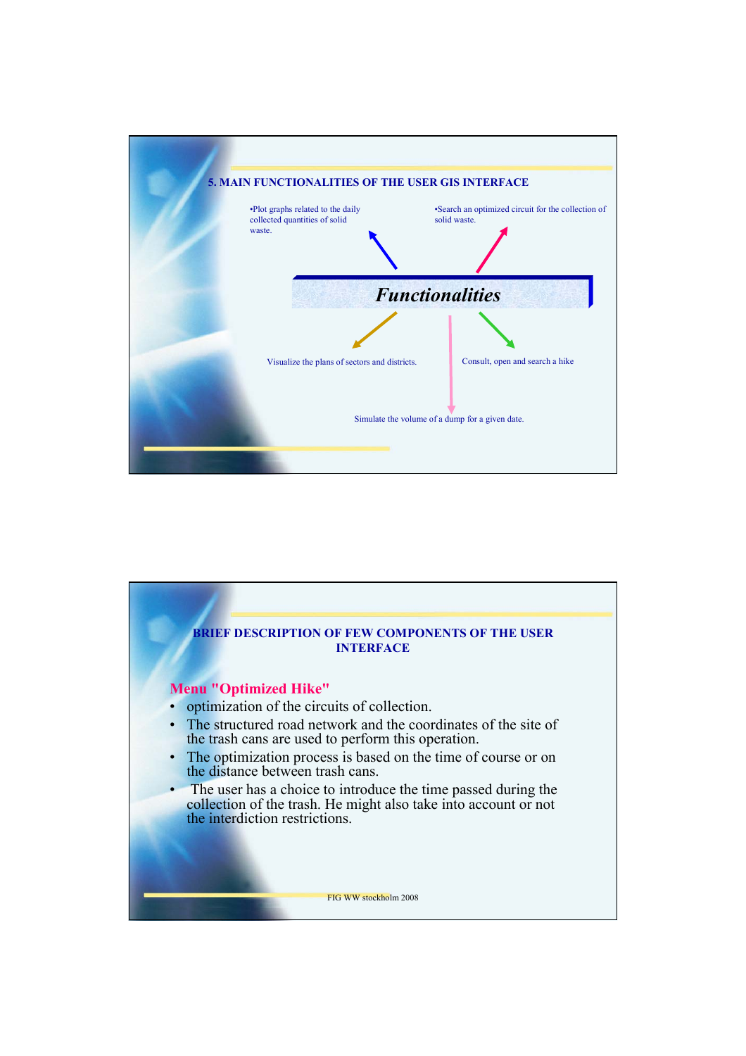## 5. MAIN FUNCTIONALITIES OF THE USER GIS INTERFACE

**Functionalities**

- Plot graphs related to the daily collected quantities of solid waste.
- Search an optimized circuit for the collection of solid waste.
- Visualize the plans of sectors and districts.
- Consult, open and search a hike
- Simulate the volume of a dump for a given date.

## BRIEF DESCRIPTION OF FEW COMPONENTS OF THE USER INTERFACE

### Menu "Optimized Hike"

- optimization of the circuits of collection.
- The structured road network and the coordinates of the site of the trash cans are used to perform this operation.
- The optimization process is based on the time of course or on the distance between trash cans.
- The user has a choice to introduce the time passed during the collection of the trash. He might also take into account or not the interdiction restrictions.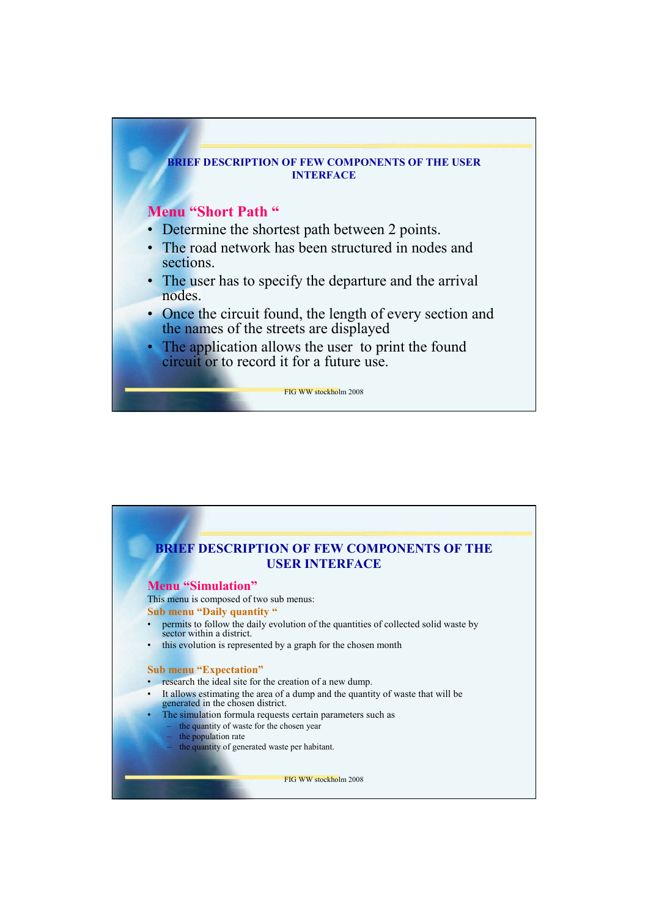## BRIEF DESCRIPTION OF FEW COMPONENTS OF THE USER INTERFACE

### Menu "Short Path "

- Determine the shortest path between 2 points.
- The road network has been structured in nodes and sections.
- The user has to specify the departure and the arrival nodes.
- Once the circuit found, the length of every section and the names of the streets are displayed
- The application allows the user to print the found circuit or to record it for a future use.

## BRIEF DESCRIPTION OF FEW COMPONENTS OF THE USER INTERFACE

### Menu "Simulation"

This menu is composed of two sub menus:

#### Sub menu "Daily quantity "

- permits to follow the daily evolution of the quantities of collected solid waste by sector within a district.
- this evolution is represented by a graph for the chosen month

#### Sub menu "Expectation"

- research the ideal site for the creation of a new dump.
- It allows estimating the area of a dump and the quantity of waste that will be generated in the chosen district.
- The simulation formula requests certain parameters such as
  - the quantity of waste for the chosen year
  - the population rate
  - the quantity of generated waste per habitant.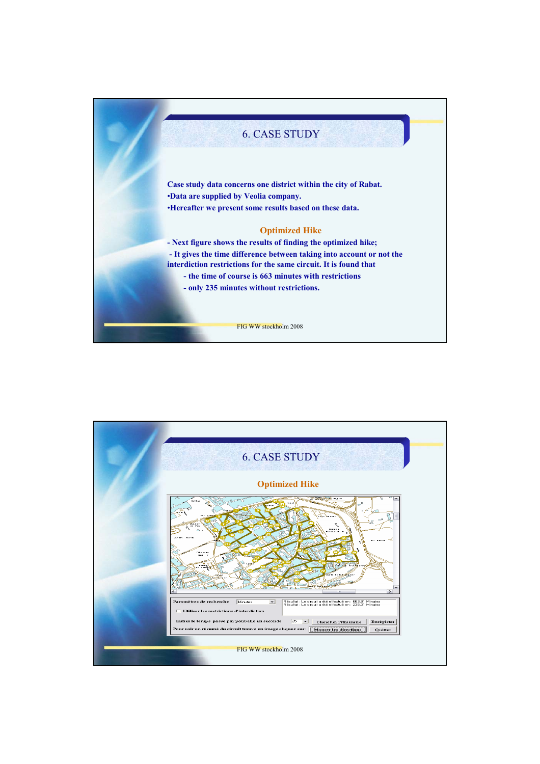# 6. CASE STUDY

**Case study data concerns one district within the city of Rabat.**

**•Data are supplied by Veolia company.**

**•Hereafter we present some results based on these data.**

## Optimized Hike

**- Next figure shows the results of finding the optimized hike;**

**- It gives the time difference between taking into account or not the interdiction restrictions for the same circuit. It is found that**

**- the time of course is 663 minutes with restrictions**

**- only 235 minutes without restrictions.**

# 6. CASE STUDY

## Optimized Hike

Paramètres de recherche Minutes

Utiliser les restrictions d'interdiction

Entrez le temps passé par poubelle en seconde 25

Résultat : Le circuit a été effectué en : 663,31 Minutes
Résultat : Le circuit a été effectué en : 235,31 Minutes

Chercher l'itinéraire | Enregistrer

Pour voir un résumé du circuit trouvé en image cliquez sur : Montrer les directions | Quitter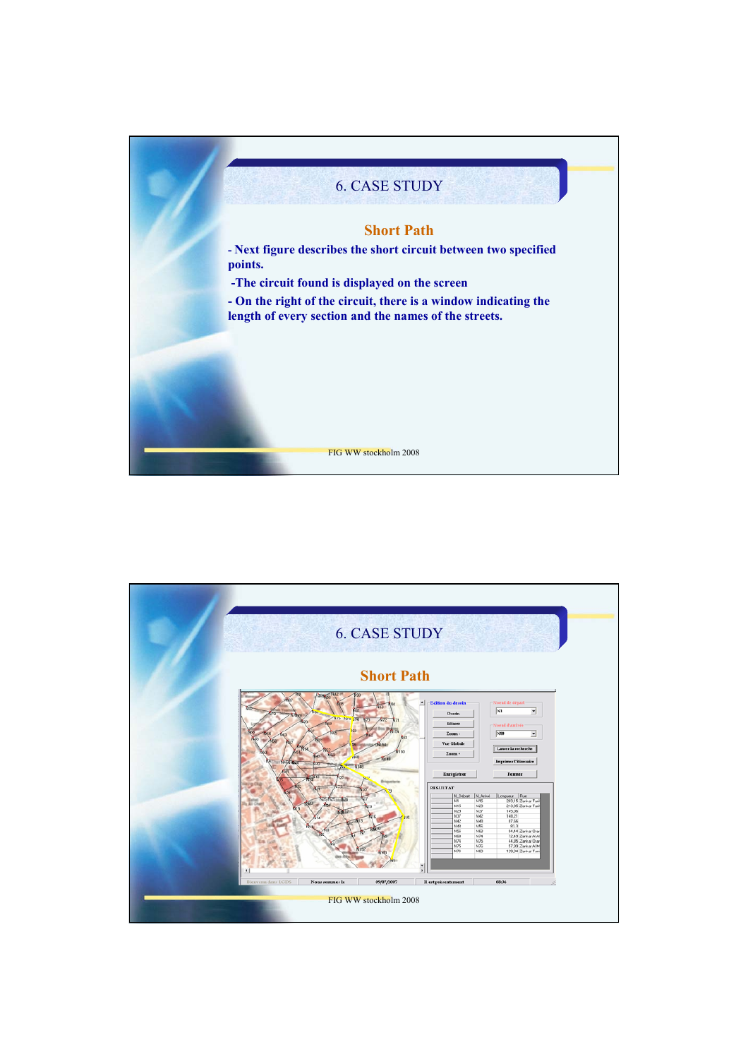# 6. CASE STUDY

## Short Path

- Next figure describes the short circuit between two specified points.
- The circuit found is displayed on the screen
- On the right of the circuit, there is a window indicating the length of every section and the names of the streets.

# 6. CASE STUDY

## Short Path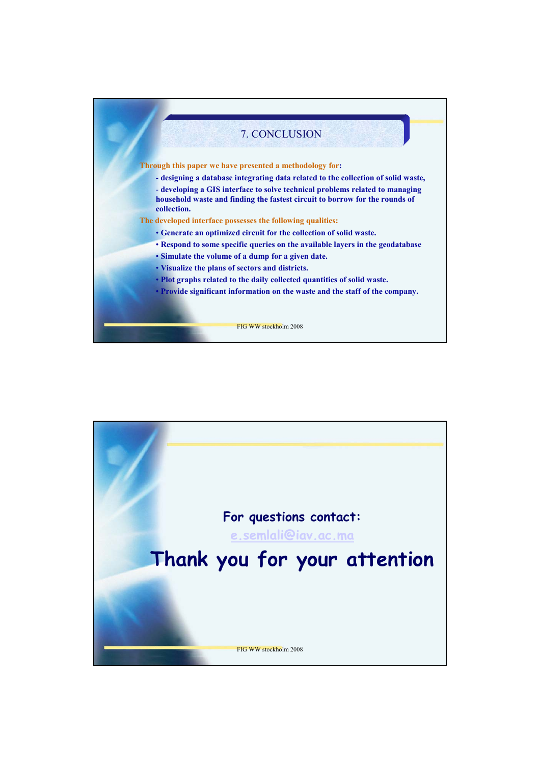## 7. CONCLUSION

**Through this paper we have presented a methodology for:**

- **designing a database integrating data related to the collection of solid waste,**
- **developing a GIS interface to solve technical problems related to managing household waste and finding the fastest circuit to borrow for the rounds of collection.**

**The developed interface possesses the following qualities:**

- **Generate an optimized circuit for the collection of solid waste.**
- **Respond to some specific queries on the available layers in the geodatabase**
- **Simulate the volume of a dump for a given date.**
- **Visualize the plans of sectors and districts.**
- **Plot graphs related to the daily collected quantities of solid waste.**
- **Provide significant information on the waste and the staff of the company.**

**For questions contact:**

e.semlali@iav.ac.ma

# Thank you for your attention